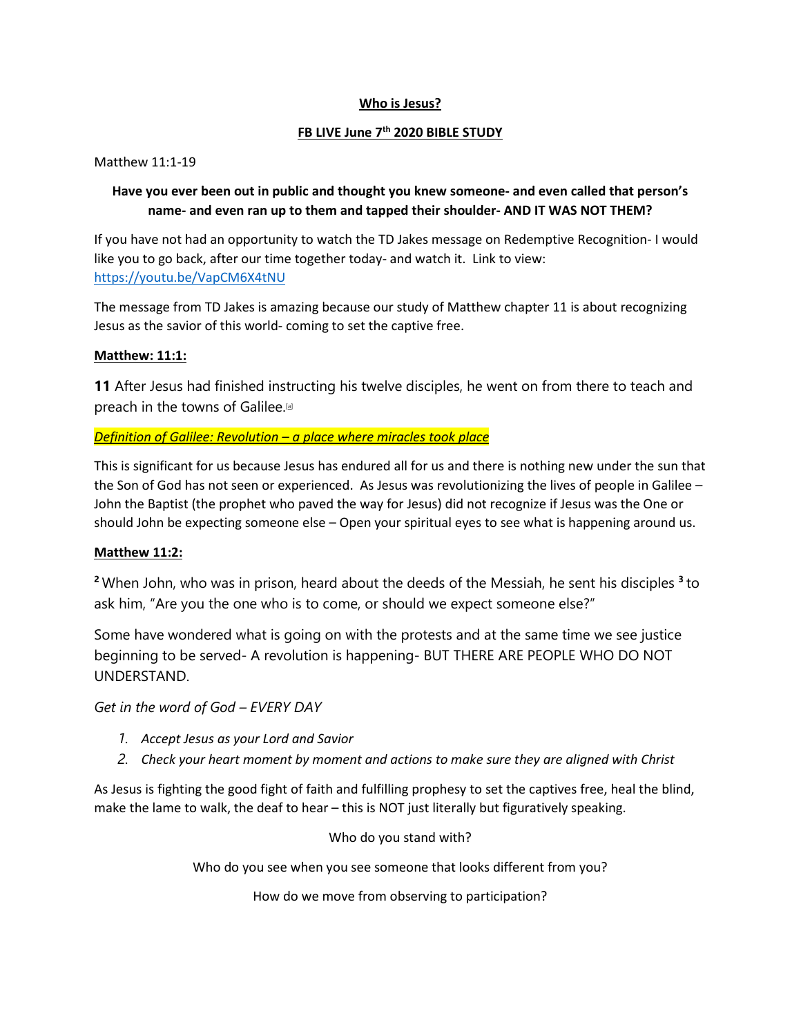**Who is Jesus?**

**FB LIVE June 7th 2020 BIBLE STUDY**

Matthew 11:1-19

**Have you ever been out in public and thought you knew someone- and even called that person's name- and even ran up to them and tapped their shoulder- AND IT WAS NOT THEM?**

If you have not had an opportunity to watch the TD Jakes message on Redemptive Recognition- I would like you to go back, after our time together today- and watch it. Link to view: https://youtu.be/VapCM6X4tNU

The message from TD Jakes is amazing because our study of Matthew chapter 11 is about recognizing Jesus as the savior of this world- coming to set the captive free.

**Matthew: 11:1:**

**11** After Jesus had finished instructing his twelve disciples, he went on from there to teach and preach in the towns of Galilee.[a]

*Definition of Galilee: Revolution – a place where miracles took place*

This is significant for us because Jesus has endured all for us and there is nothing new under the sun that the Son of God has not seen or experienced. As Jesus was revolutionizing the lives of people in Galilee – John the Baptist (the prophet who paved the way for Jesus) did not recognize if Jesus was the One or should John be expecting someone else – Open your spiritual eyes to see what is happening around us.

**Matthew 11:2:**

**2** When John, who was in prison, heard about the deeds of the Messiah, he sent his disciples **3** to ask him, "Are you the one who is to come, or should we expect someone else?"

Some have wondered what is going on with the protests and at the same time we see justice beginning to be served- A revolution is happening- BUT THERE ARE PEOPLE WHO DO NOT UNDERSTAND.

*Get in the word of God – EVERY DAY*

1. *Accept Jesus as your Lord and Savior*
2. *Check your heart moment by moment and actions to make sure they are aligned with Christ*

As Jesus is fighting the good fight of faith and fulfilling prophesy to set the captives free, heal the blind, make the lame to walk, the deaf to hear – this is NOT just literally but figuratively speaking.

Who do you stand with?

Who do you see when you see someone that looks different from you?

How do we move from observing to participation?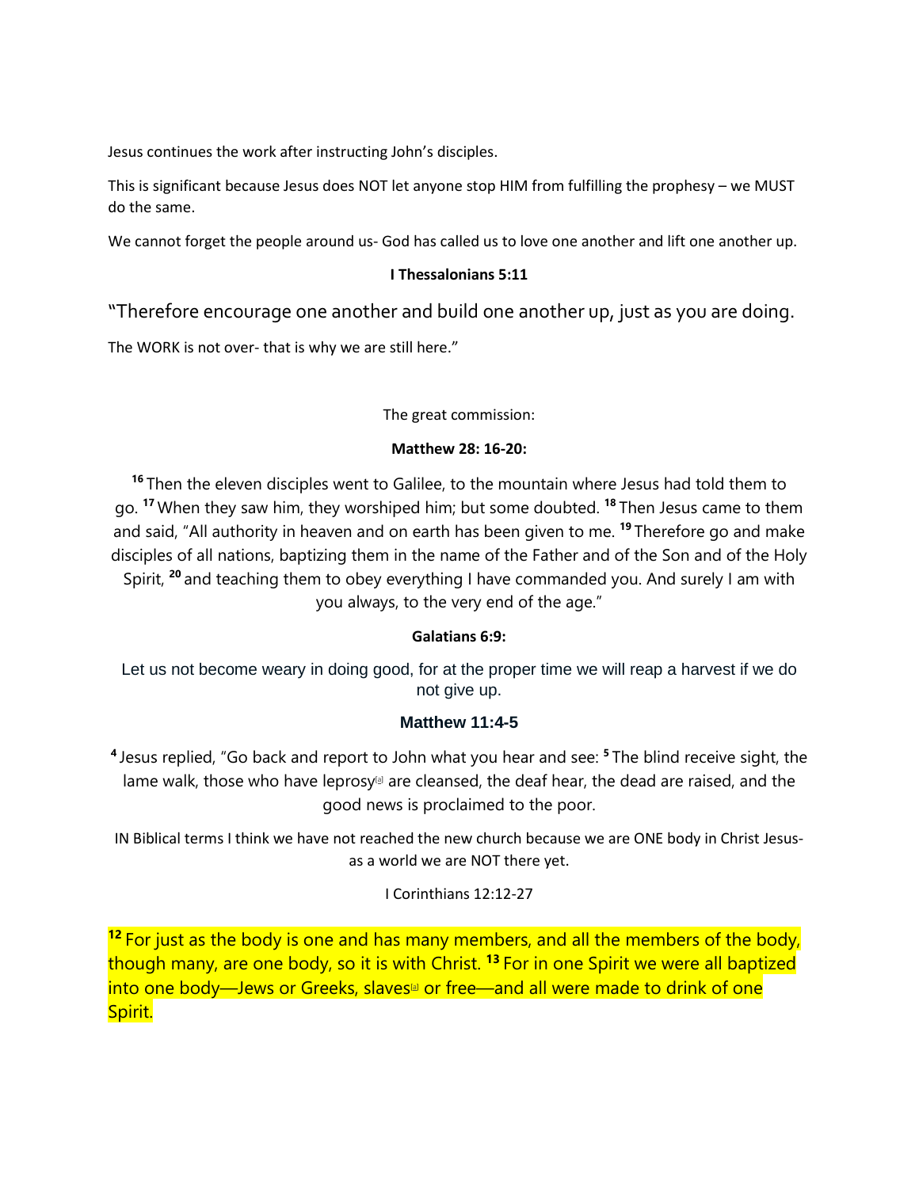Jesus continues the work after instructing John's disciples.

This is significant because Jesus does NOT let anyone stop HIM from fulfilling the prophesy – we MUST do the same.

We cannot forget the people around us- God has called us to love one another and lift one another up.

**I Thessalonians 5:11**

"Therefore encourage one another and build one another up, just as you are doing.

The WORK is not over- that is why we are still here."

The great commission:

**Matthew 28: 16-20:**

[16] Then the eleven disciples went to Galilee, to the mountain where Jesus had told them to go. [17] When they saw him, they worshiped him; but some doubted. [18] Then Jesus came to them and said, "All authority in heaven and on earth has been given to me. [19] Therefore go and make disciples of all nations, baptizing them in the name of the Father and of the Son and of the Holy Spirit, [20] and teaching them to obey everything I have commanded you. And surely I am with you always, to the very end of the age."

**Galatians 6:9:**

Let us not become weary in doing good, for at the proper time we will reap a harvest if we do not give up.

**Matthew 11:4-5**

[4] Jesus replied, "Go back and report to John what you hear and see: [5] The blind receive sight, the lame walk, those who have leprosy[a] are cleansed, the deaf hear, the dead are raised, and the good news is proclaimed to the poor.

IN Biblical terms I think we have not reached the new church because we are ONE body in Christ Jesus- as a world we are NOT there yet.

I Corinthians 12:12-27

[12] For just as the body is one and has many members, and all the members of the body, though many, are one body, so it is with Christ. [13] For in one Spirit we were all baptized into one body—Jews or Greeks, slaves[a] or free—and all were made to drink of one Spirit.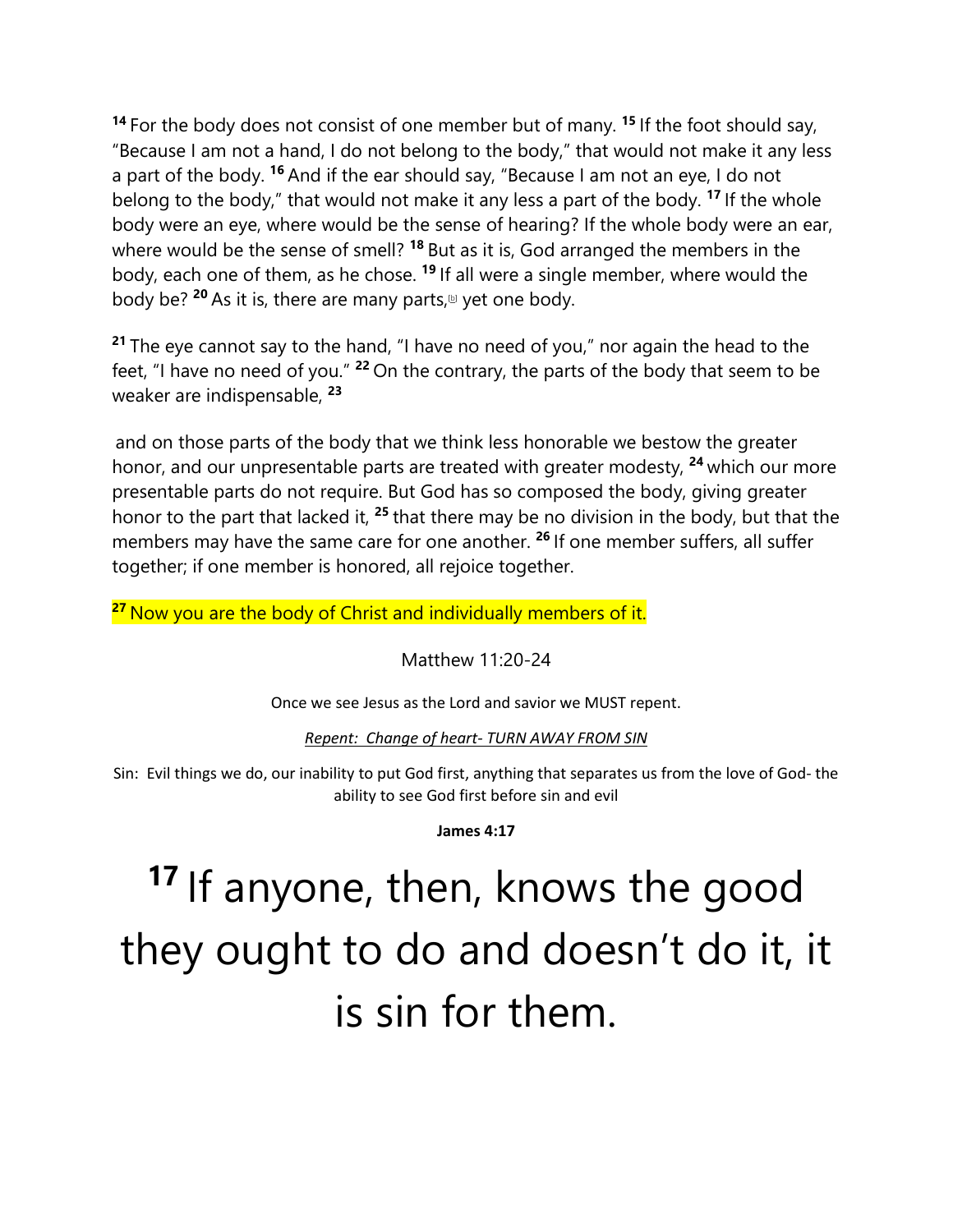[14] For the body does not consist of one member but of many. [15] If the foot should say, "Because I am not a hand, I do not belong to the body," that would not make it any less a part of the body. [16] And if the ear should say, "Because I am not an eye, I do not belong to the body," that would not make it any less a part of the body. [17] If the whole body were an eye, where would be the sense of hearing? If the whole body were an ear, where would be the sense of smell? [18] But as it is, God arranged the members in the body, each one of them, as he chose. [19] If all were a single member, where would the body be? [20] As it is, there are many parts,[b] yet one body.

[21] The eye cannot say to the hand, "I have no need of you," nor again the head to the feet, "I have no need of you." [22] On the contrary, the parts of the body that seem to be weaker are indispensable, [23]

and on those parts of the body that we think less honorable we bestow the greater honor, and our unpresentable parts are treated with greater modesty, [24] which our more presentable parts do not require. But God has so composed the body, giving greater honor to the part that lacked it, [25] that there may be no division in the body, but that the members may have the same care for one another. [26] If one member suffers, all suffer together; if one member is honored, all rejoice together.

[27] Now you are the body of Christ and individually members of it.

Matthew 11:20-24

Once we see Jesus as the Lord and savior we MUST repent.

*Repent: Change of heart- TURN AWAY FROM SIN*

Sin: Evil things we do, our inability to put God first, anything that separates us from the love of God- the ability to see God first before sin and evil

**James 4:17**

# [17] If anyone, then, knows the good they ought to do and doesn't do it, it is sin for them.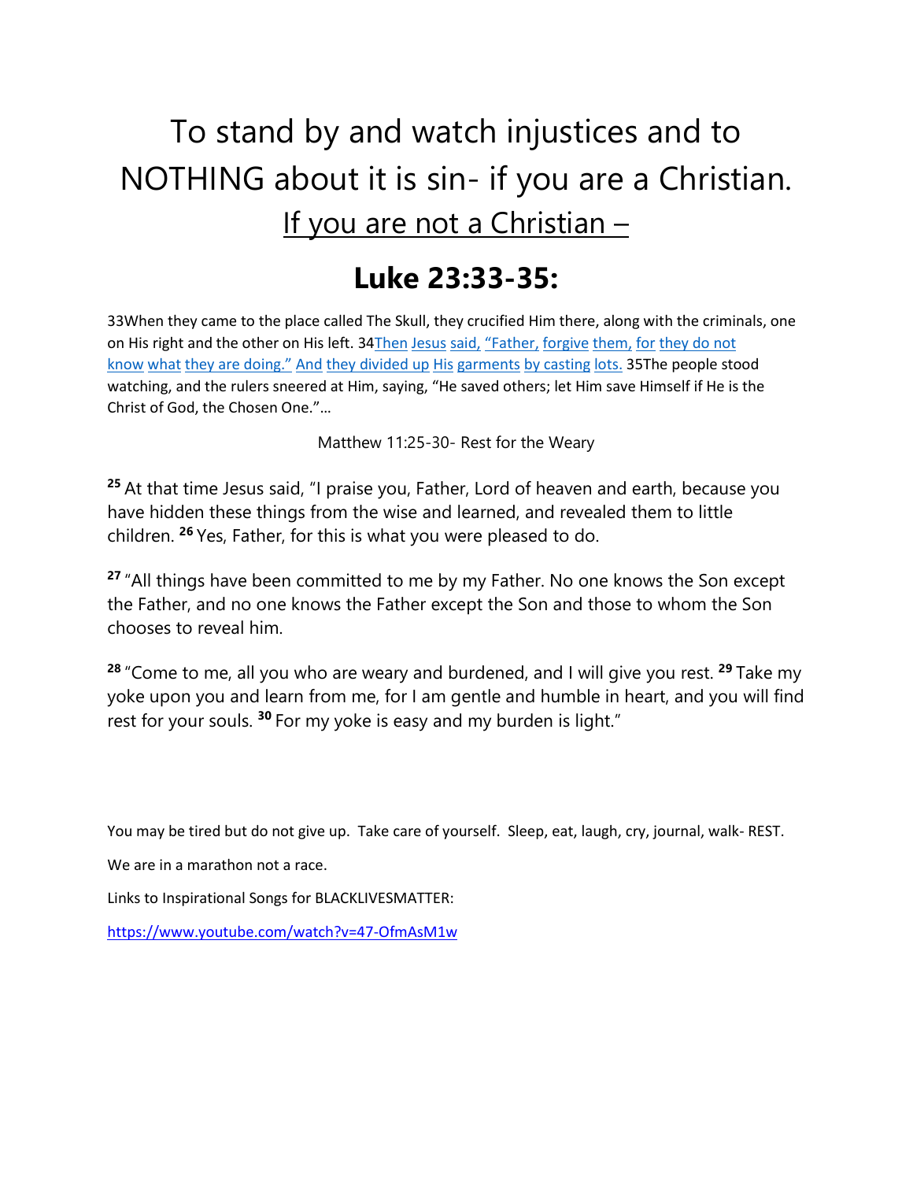# To stand by and watch injustices and to NOTHING about it is sin- if you are a Christian.

## If you are not a Christian –

# Luke 23:33-35:

33When they came to the place called The Skull, they crucified Him there, along with the criminals, one on His right and the other on His left. 34Then Jesus said, "Father, forgive them, for they do not know what they are doing." And they divided up His garments by casting lots. 35The people stood watching, and the rulers sneered at Him, saying, "He saved others; let Him save Himself if He is the Christ of God, the Chosen One."…

Matthew 11:25-30- Rest for the Weary

25 At that time Jesus said, "I praise you, Father, Lord of heaven and earth, because you have hidden these things from the wise and learned, and revealed them to little children. 26 Yes, Father, for this is what you were pleased to do.

27 "All things have been committed to me by my Father. No one knows the Son except the Father, and no one knows the Father except the Son and those to whom the Son chooses to reveal him.

28 "Come to me, all you who are weary and burdened, and I will give you rest. 29 Take my yoke upon you and learn from me, for I am gentle and humble in heart, and you will find rest for your souls. 30 For my yoke is easy and my burden is light."

You may be tired but do not give up. Take care of yourself. Sleep, eat, laugh, cry, journal, walk- REST.

We are in a marathon not a race.

Links to Inspirational Songs for BLACKLIVESMATTER:

https://www.youtube.com/watch?v=47-OfmAsM1w